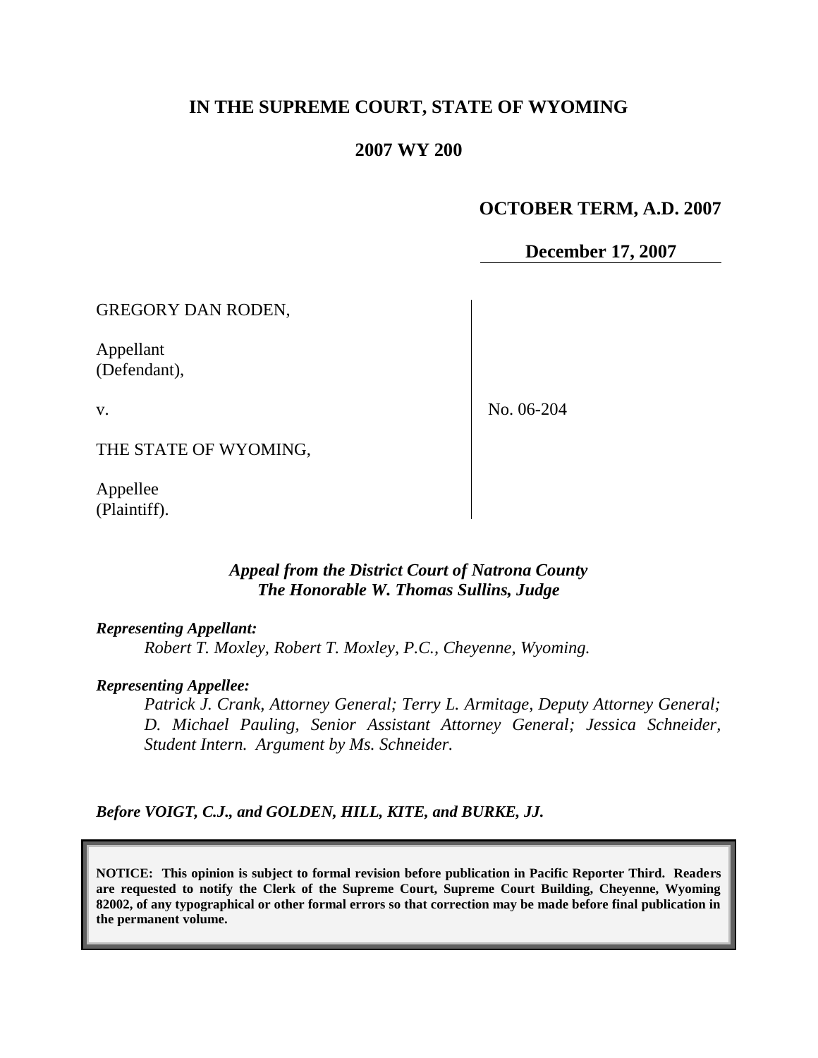# IN THE SUPREME COURT, STATE OF WYOMING

## 2007 WY 200

**OCTOBER TERM, A.D. 2007**

**December 17, 2007**

GREGORY DAN RODEN,

Appellant
(Defendant),

v.

THE STATE OF WYOMING,

Appellee
(Plaintiff).

No. 06-204

*Appeal from the District Court of Natrona County*
*The Honorable W. Thomas Sullins, Judge*

***Representing Appellant:***

*Robert T. Moxley, Robert T. Moxley, P.C., Cheyenne, Wyoming.*

***Representing Appellee:***

*Patrick J. Crank, Attorney General; Terry L. Armitage, Deputy Attorney General; D. Michael Pauling, Senior Assistant Attorney General; Jessica Schneider, Student Intern. Argument by Ms. Schneider.*

***Before VOIGT, C.J., and GOLDEN, HILL, KITE, and BURKE, JJ.***

**NOTICE: This opinion is subject to formal revision before publication in Pacific Reporter Third. Readers are requested to notify the Clerk of the Supreme Court, Supreme Court Building, Cheyenne, Wyoming 82002, of any typographical or other formal errors so that correction may be made before final publication in the permanent volume.**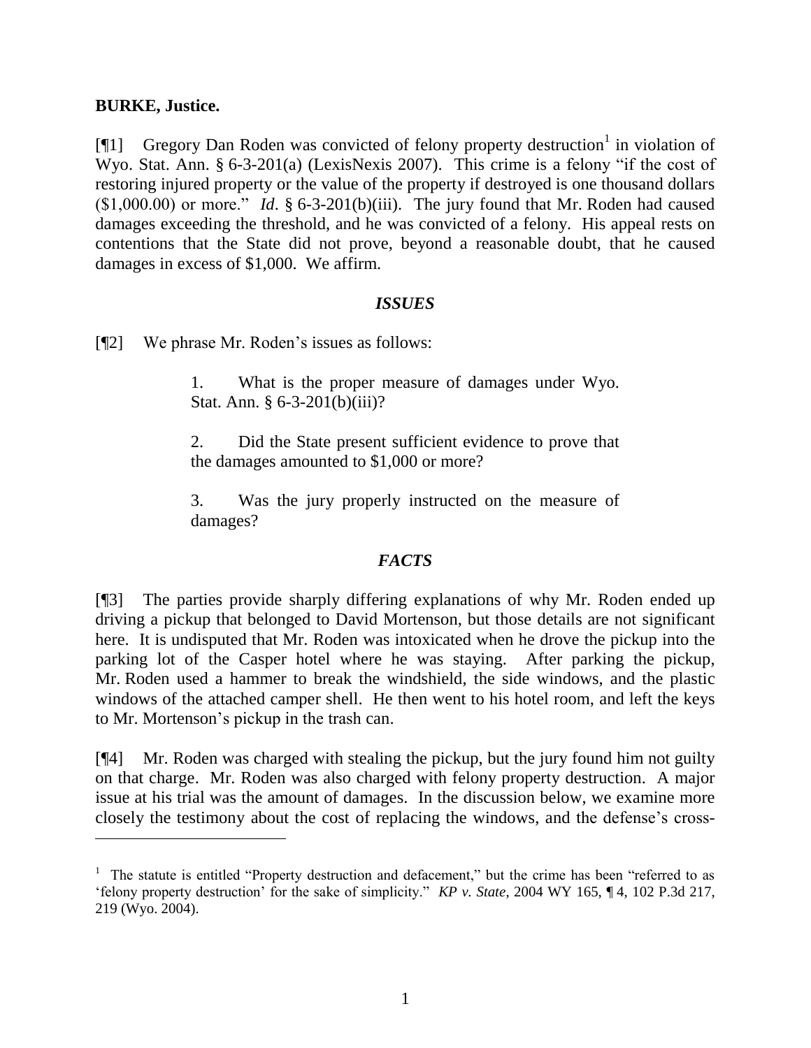**BURKE, Justice.**

[¶1] Gregory Dan Roden was convicted of felony property destruction[1] in violation of Wyo. Stat. Ann. § 6-3-201(a) (LexisNexis 2007). This crime is a felony "if the cost of restoring injured property or the value of the property if destroyed is one thousand dollars ($1,000.00) or more." *Id*. § 6-3-201(b)(iii). The jury found that Mr. Roden had caused damages exceeding the threshold, and he was convicted of a felony. His appeal rests on contentions that the State did not prove, beyond a reasonable doubt, that he caused damages in excess of $1,000. We affirm.

## *ISSUES*

[¶2] We phrase Mr. Roden's issues as follows:

> 1. What is the proper measure of damages under Wyo. Stat. Ann. § 6-3-201(b)(iii)?
>
> 2. Did the State present sufficient evidence to prove that the damages amounted to $1,000 or more?
>
> 3. Was the jury properly instructed on the measure of damages?

## *FACTS*

[¶3] The parties provide sharply differing explanations of why Mr. Roden ended up driving a pickup that belonged to David Mortenson, but those details are not significant here. It is undisputed that Mr. Roden was intoxicated when he drove the pickup into the parking lot of the Casper hotel where he was staying. After parking the pickup, Mr. Roden used a hammer to break the windshield, the side windows, and the plastic windows of the attached camper shell. He then went to his hotel room, and left the keys to Mr. Mortenson's pickup in the trash can.

[¶4] Mr. Roden was charged with stealing the pickup, but the jury found him not guilty on that charge. Mr. Roden was also charged with felony property destruction. A major issue at his trial was the amount of damages. In the discussion below, we examine more closely the testimony about the cost of replacing the windows, and the defense's cross-

[1] The statute is entitled "Property destruction and defacement," but the crime has been "referred to as 'felony property destruction' for the sake of simplicity." *KP v. State*, 2004 WY 165, ¶ 4, 102 P.3d 217, 219 (Wyo. 2004).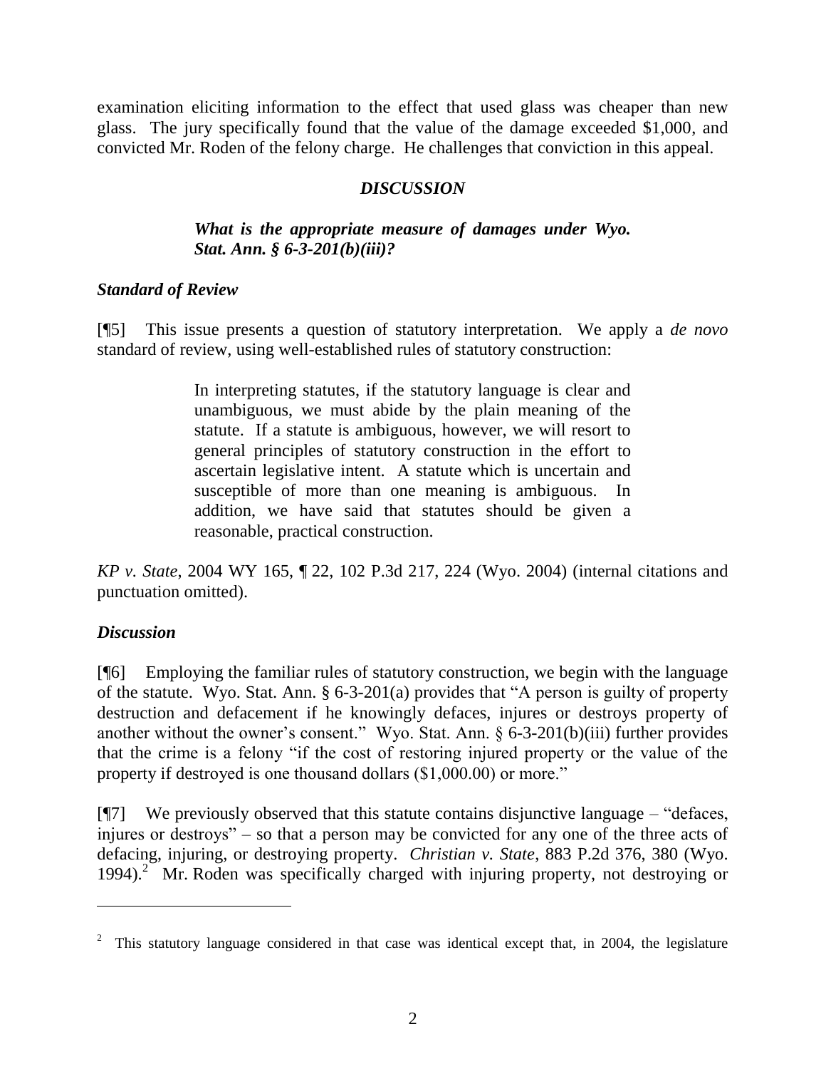examination eliciting information to the effect that used glass was cheaper than new glass. The jury specifically found that the value of the damage exceeded $1,000, and convicted Mr. Roden of the felony charge. He challenges that conviction in this appeal.

### *DISCUSSION*

***What is the appropriate measure of damages under Wyo. Stat. Ann. § 6-3-201(b)(iii)?***

***Standard of Review***

[¶5] This issue presents a question of statutory interpretation. We apply a *de novo* standard of review, using well-established rules of statutory construction:

> In interpreting statutes, if the statutory language is clear and unambiguous, we must abide by the plain meaning of the statute. If a statute is ambiguous, however, we will resort to general principles of statutory construction in the effort to ascertain legislative intent. A statute which is uncertain and susceptible of more than one meaning is ambiguous. In addition, we have said that statutes should be given a reasonable, practical construction.

*KP v. State*, 2004 WY 165, ¶ 22, 102 P.3d 217, 224 (Wyo. 2004) (internal citations and punctuation omitted).

***Discussion***

[¶6] Employing the familiar rules of statutory construction, we begin with the language of the statute. Wyo. Stat. Ann. § 6-3-201(a) provides that "A person is guilty of property destruction and defacement if he knowingly defaces, injures or destroys property of another without the owner's consent." Wyo. Stat. Ann. § 6-3-201(b)(iii) further provides that the crime is a felony "if the cost of restoring injured property or the value of the property if destroyed is one thousand dollars ($1,000.00) or more."

[¶7] We previously observed that this statute contains disjunctive language – "defaces, injures or destroys" – so that a person may be convicted for any one of the three acts of defacing, injuring, or destroying property. *Christian v. State*, 883 P.2d 376, 380 (Wyo. 1994).[2] Mr. Roden was specifically charged with injuring property, not destroying or

---

[2] This statutory language considered in that case was identical except that, in 2004, the legislature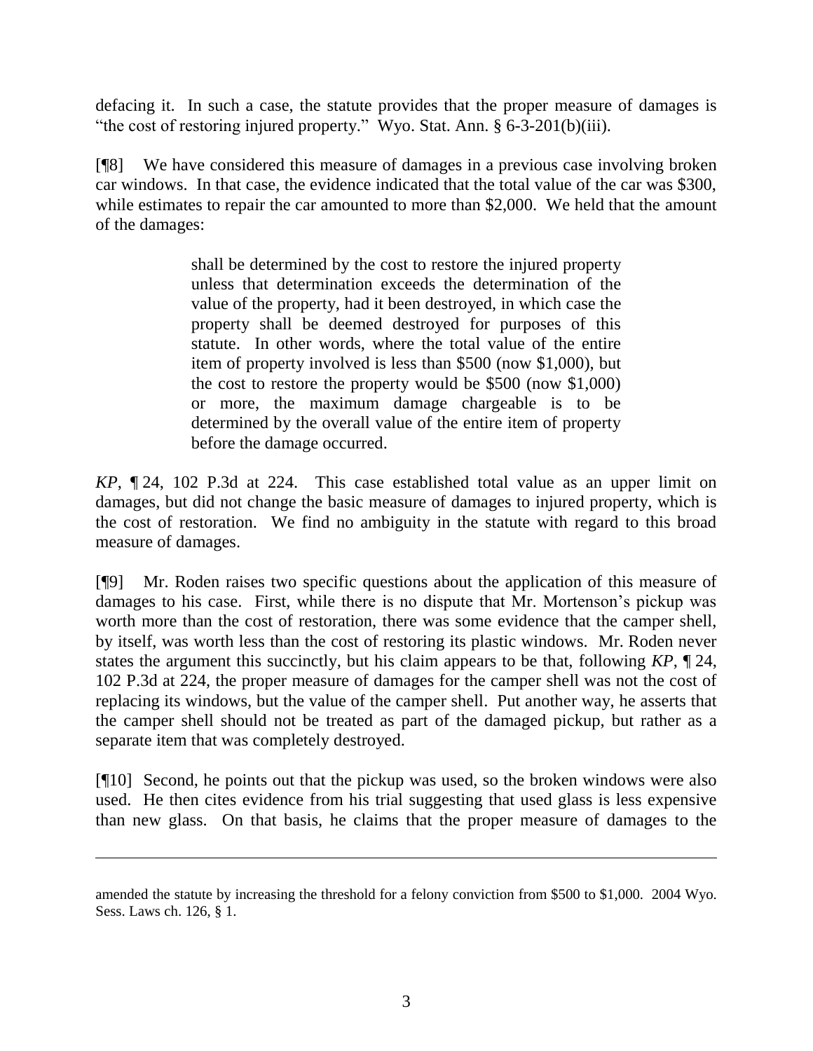defacing it. In such a case, the statute provides that the proper measure of damages is "the cost of restoring injured property." Wyo. Stat. Ann. § 6-3-201(b)(iii).

[¶8] We have considered this measure of damages in a previous case involving broken car windows. In that case, the evidence indicated that the total value of the car was $300, while estimates to repair the car amounted to more than $2,000. We held that the amount of the damages:

> shall be determined by the cost to restore the injured property unless that determination exceeds the determination of the value of the property, had it been destroyed, in which case the property shall be deemed destroyed for purposes of this statute. In other words, where the total value of the entire item of property involved is less than $500 (now $1,000), but the cost to restore the property would be $500 (now $1,000) or more, the maximum damage chargeable is to be determined by the overall value of the entire item of property before the damage occurred.

*KP*, ¶ 24, 102 P.3d at 224. This case established total value as an upper limit on damages, but did not change the basic measure of damages to injured property, which is the cost of restoration. We find no ambiguity in the statute with regard to this broad measure of damages.

[¶9] Mr. Roden raises two specific questions about the application of this measure of damages to his case. First, while there is no dispute that Mr. Mortenson's pickup was worth more than the cost of restoration, there was some evidence that the camper shell, by itself, was worth less than the cost of restoring its plastic windows. Mr. Roden never states the argument this succinctly, but his claim appears to be that, following *KP*, ¶ 24, 102 P.3d at 224, the proper measure of damages for the camper shell was not the cost of replacing its windows, but the value of the camper shell. Put another way, he asserts that the camper shell should not be treated as part of the damaged pickup, but rather as a separate item that was completely destroyed.

[¶10] Second, he points out that the pickup was used, so the broken windows were also used. He then cites evidence from his trial suggesting that used glass is less expensive than new glass. On that basis, he claims that the proper measure of damages to the

---

amended the statute by increasing the threshold for a felony conviction from $500 to $1,000. 2004 Wyo. Sess. Laws ch. 126, § 1.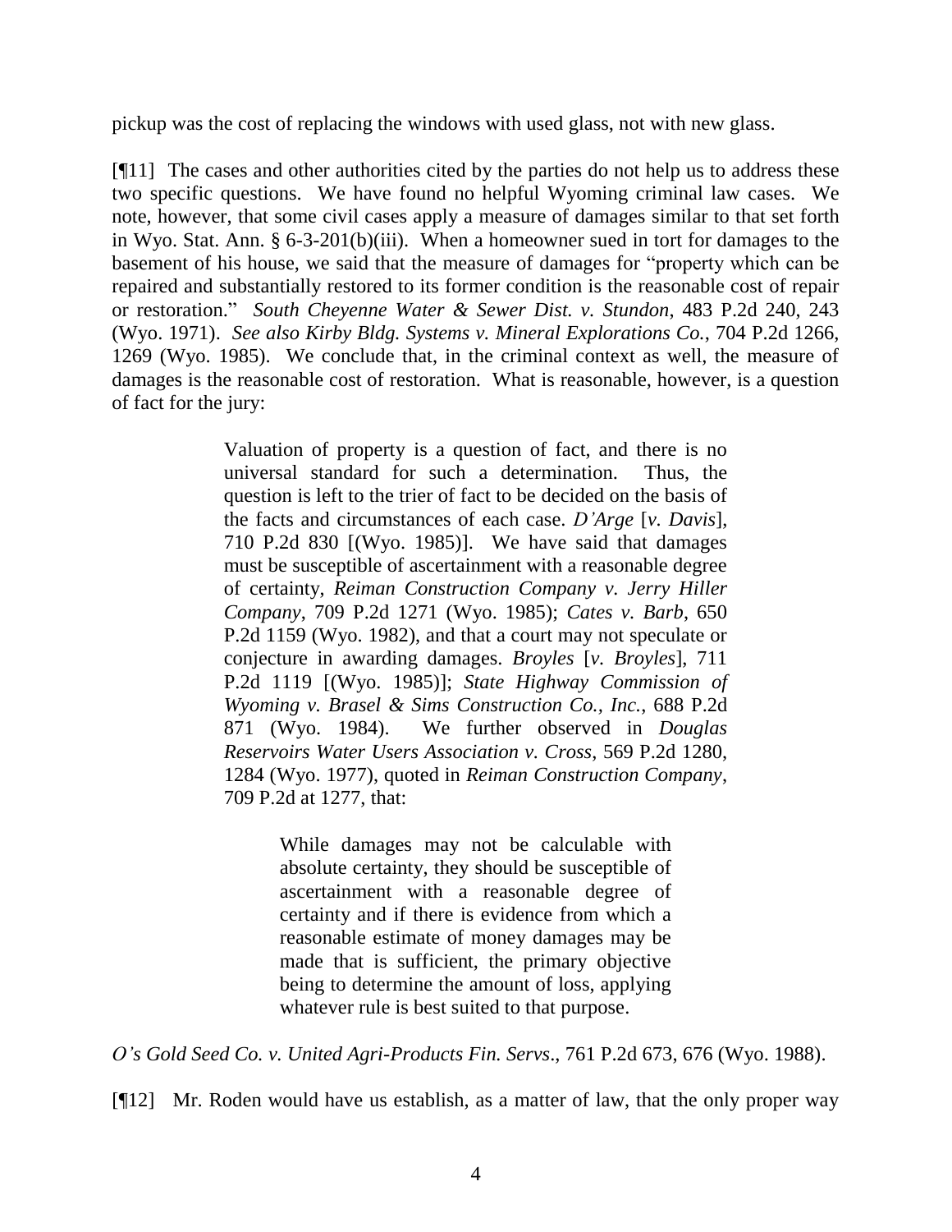pickup was the cost of replacing the windows with used glass, not with new glass.

[¶11] The cases and other authorities cited by the parties do not help us to address these two specific questions. We have found no helpful Wyoming criminal law cases. We note, however, that some civil cases apply a measure of damages similar to that set forth in Wyo. Stat. Ann. § 6-3-201(b)(iii). When a homeowner sued in tort for damages to the basement of his house, we said that the measure of damages for "property which can be repaired and substantially restored to its former condition is the reasonable cost of repair or restoration." *South Cheyenne Water & Sewer Dist. v. Stundon*, 483 P.2d 240, 243 (Wyo. 1971). *See also Kirby Bldg. Systems v. Mineral Explorations Co.*, 704 P.2d 1266, 1269 (Wyo. 1985). We conclude that, in the criminal context as well, the measure of damages is the reasonable cost of restoration. What is reasonable, however, is a question of fact for the jury:

> Valuation of property is a question of fact, and there is no universal standard for such a determination. Thus, the question is left to the trier of fact to be decided on the basis of the facts and circumstances of each case. *D'Arge* [*v. Davis*], 710 P.2d 830 [(Wyo. 1985)]. We have said that damages must be susceptible of ascertainment with a reasonable degree of certainty, *Reiman Construction Company v. Jerry Hiller Company*, 709 P.2d 1271 (Wyo. 1985); *Cates v. Barb*, 650 P.2d 1159 (Wyo. 1982), and that a court may not speculate or conjecture in awarding damages. *Broyles* [*v. Broyles*], 711 P.2d 1119 [(Wyo. 1985)]; *State Highway Commission of Wyoming v. Brasel & Sims Construction Co., Inc.*, 688 P.2d 871 (Wyo. 1984). We further observed in *Douglas Reservoirs Water Users Association v. Cross*, 569 P.2d 1280, 1284 (Wyo. 1977), quoted in *Reiman Construction Company*, 709 P.2d at 1277, that:
>
> > While damages may not be calculable with absolute certainty, they should be susceptible of ascertainment with a reasonable degree of certainty and if there is evidence from which a reasonable estimate of money damages may be made that is sufficient, the primary objective being to determine the amount of loss, applying whatever rule is best suited to that purpose.

*O's Gold Seed Co. v. United Agri-Products Fin. Servs*., 761 P.2d 673, 676 (Wyo. 1988).

[¶12] Mr. Roden would have us establish, as a matter of law, that the only proper way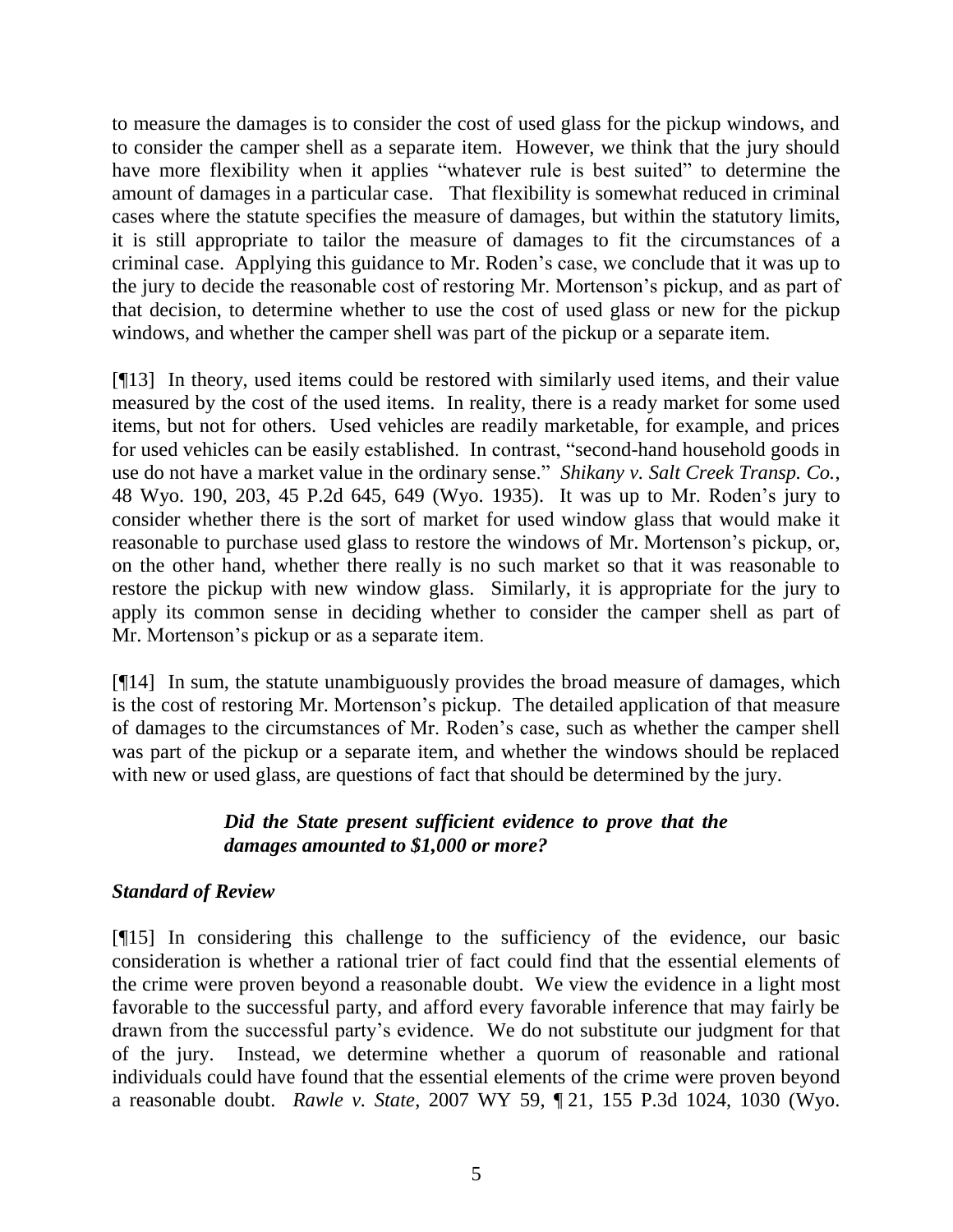to measure the damages is to consider the cost of used glass for the pickup windows, and to consider the camper shell as a separate item. However, we think that the jury should have more flexibility when it applies "whatever rule is best suited" to determine the amount of damages in a particular case. That flexibility is somewhat reduced in criminal cases where the statute specifies the measure of damages, but within the statutory limits, it is still appropriate to tailor the measure of damages to fit the circumstances of a criminal case. Applying this guidance to Mr. Roden's case, we conclude that it was up to the jury to decide the reasonable cost of restoring Mr. Mortenson's pickup, and as part of that decision, to determine whether to use the cost of used glass or new for the pickup windows, and whether the camper shell was part of the pickup or a separate item.

[¶13] In theory, used items could be restored with similarly used items, and their value measured by the cost of the used items. In reality, there is a ready market for some used items, but not for others. Used vehicles are readily marketable, for example, and prices for used vehicles can be easily established. In contrast, "second-hand household goods in use do not have a market value in the ordinary sense." *Shikany v. Salt Creek Transp. Co.*, 48 Wyo. 190, 203, 45 P.2d 645, 649 (Wyo. 1935). It was up to Mr. Roden's jury to consider whether there is the sort of market for used window glass that would make it reasonable to purchase used glass to restore the windows of Mr. Mortenson's pickup, or, on the other hand, whether there really is no such market so that it was reasonable to restore the pickup with new window glass. Similarly, it is appropriate for the jury to apply its common sense in deciding whether to consider the camper shell as part of Mr. Mortenson's pickup or as a separate item.

[¶14] In sum, the statute unambiguously provides the broad measure of damages, which is the cost of restoring Mr. Mortenson's pickup. The detailed application of that measure of damages to the circumstances of Mr. Roden's case, such as whether the camper shell was part of the pickup or a separate item, and whether the windows should be replaced with new or used glass, are questions of fact that should be determined by the jury.

***Did the State present sufficient evidence to prove that the damages amounted to $1,000 or more?***

*Standard of Review*

[¶15] In considering this challenge to the sufficiency of the evidence, our basic consideration is whether a rational trier of fact could find that the essential elements of the crime were proven beyond a reasonable doubt. We view the evidence in a light most favorable to the successful party, and afford every favorable inference that may fairly be drawn from the successful party's evidence. We do not substitute our judgment for that of the jury. Instead, we determine whether a quorum of reasonable and rational individuals could have found that the essential elements of the crime were proven beyond a reasonable doubt. *Rawle v. State*, 2007 WY 59, ¶ 21, 155 P.3d 1024, 1030 (Wyo.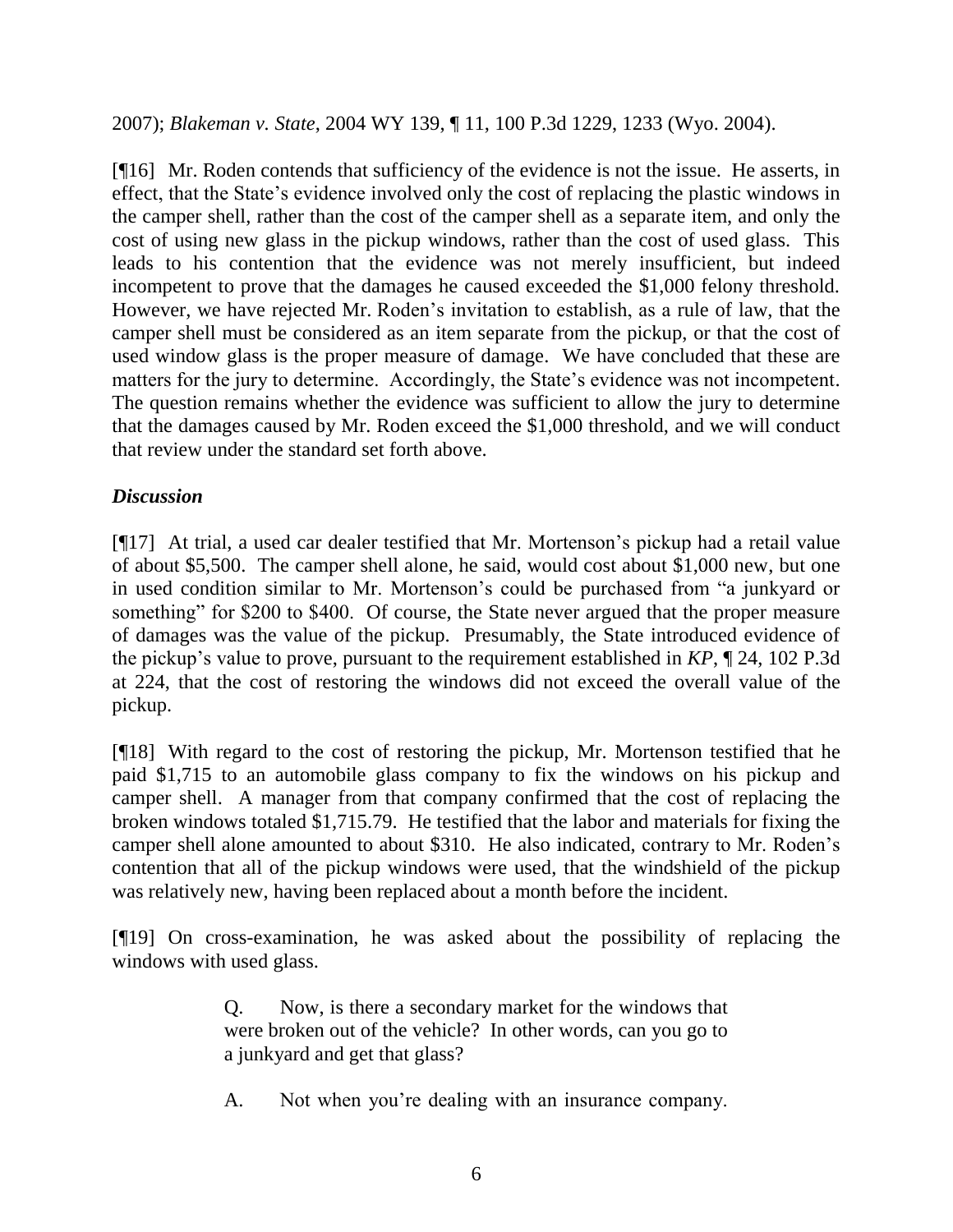2007); *Blakeman v. State*, 2004 WY 139, ¶ 11, 100 P.3d 1229, 1233 (Wyo. 2004).

[¶16] Mr. Roden contends that sufficiency of the evidence is not the issue. He asserts, in effect, that the State's evidence involved only the cost of replacing the plastic windows in the camper shell, rather than the cost of the camper shell as a separate item, and only the cost of using new glass in the pickup windows, rather than the cost of used glass. This leads to his contention that the evidence was not merely insufficient, but indeed incompetent to prove that the damages he caused exceeded the $1,000 felony threshold. However, we have rejected Mr. Roden's invitation to establish, as a rule of law, that the camper shell must be considered as an item separate from the pickup, or that the cost of used window glass is the proper measure of damage. We have concluded that these are matters for the jury to determine. Accordingly, the State's evidence was not incompetent. The question remains whether the evidence was sufficient to allow the jury to determine that the damages caused by Mr. Roden exceed the $1,000 threshold, and we will conduct that review under the standard set forth above.

### *Discussion*

[¶17] At trial, a used car dealer testified that Mr. Mortenson's pickup had a retail value of about $5,500. The camper shell alone, he said, would cost about $1,000 new, but one in used condition similar to Mr. Mortenson's could be purchased from "a junkyard or something" for $200 to $400. Of course, the State never argued that the proper measure of damages was the value of the pickup. Presumably, the State introduced evidence of the pickup's value to prove, pursuant to the requirement established in *KP*, ¶ 24, 102 P.3d at 224, that the cost of restoring the windows did not exceed the overall value of the pickup.

[¶18] With regard to the cost of restoring the pickup, Mr. Mortenson testified that he paid $1,715 to an automobile glass company to fix the windows on his pickup and camper shell. A manager from that company confirmed that the cost of replacing the broken windows totaled $1,715.79. He testified that the labor and materials for fixing the camper shell alone amounted to about $310. He also indicated, contrary to Mr. Roden's contention that all of the pickup windows were used, that the windshield of the pickup was relatively new, having been replaced about a month before the incident.

[¶19] On cross-examination, he was asked about the possibility of replacing the windows with used glass.

> Q. Now, is there a secondary market for the windows that were broken out of the vehicle? In other words, can you go to a junkyard and get that glass?
>
> A. Not when you're dealing with an insurance company.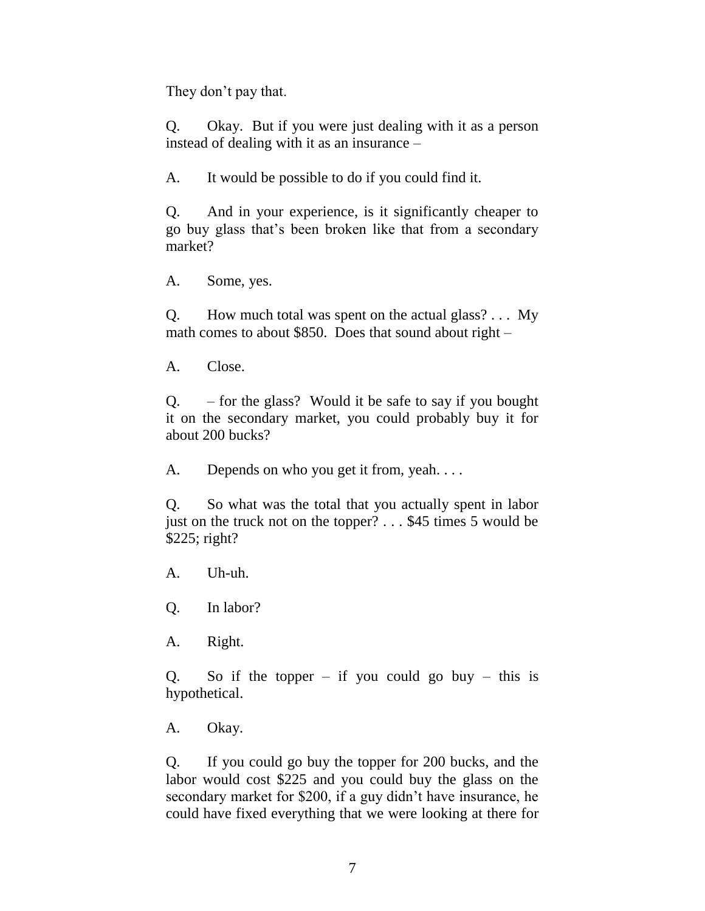They don't pay that.

Q. Okay. But if you were just dealing with it as a person instead of dealing with it as an insurance –

A. It would be possible to do if you could find it.

Q. And in your experience, is it significantly cheaper to go buy glass that's been broken like that from a secondary market?

A. Some, yes.

Q. How much total was spent on the actual glass? . . . My math comes to about $850. Does that sound about right –

A. Close.

Q. – for the glass? Would it be safe to say if you bought it on the secondary market, you could probably buy it for about 200 bucks?

A. Depends on who you get it from, yeah. . . .

Q. So what was the total that you actually spent in labor just on the truck not on the topper? . . . $45 times 5 would be $225; right?

A. Uh-uh.

Q. In labor?

A. Right.

Q. So if the topper – if you could go buy – this is hypothetical.

A. Okay.

Q. If you could go buy the topper for 200 bucks, and the labor would cost $225 and you could buy the glass on the secondary market for $200, if a guy didn't have insurance, he could have fixed everything that we were looking at there for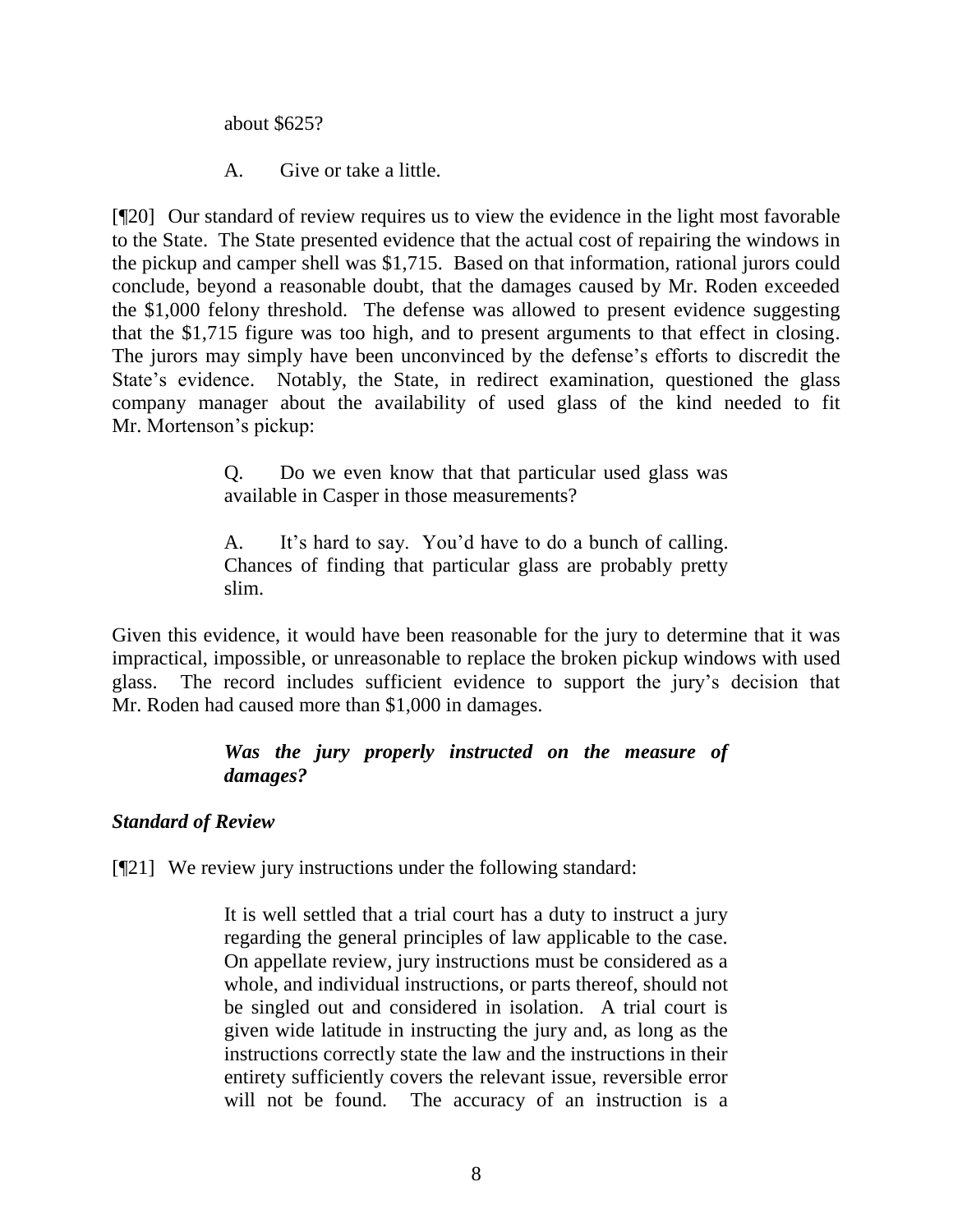> about $625?
>
> A. Give or take a little.

[¶20] Our standard of review requires us to view the evidence in the light most favorable to the State. The State presented evidence that the actual cost of repairing the windows in the pickup and camper shell was $1,715. Based on that information, rational jurors could conclude, beyond a reasonable doubt, that the damages caused by Mr. Roden exceeded the $1,000 felony threshold. The defense was allowed to present evidence suggesting that the $1,715 figure was too high, and to present arguments to that effect in closing. The jurors may simply have been unconvinced by the defense's efforts to discredit the State's evidence. Notably, the State, in redirect examination, questioned the glass company manager about the availability of used glass of the kind needed to fit Mr. Mortenson's pickup:

> Q. Do we even know that that particular used glass was available in Casper in those measurements?
>
> A. It's hard to say. You'd have to do a bunch of calling. Chances of finding that particular glass are probably pretty slim.

Given this evidence, it would have been reasonable for the jury to determine that it was impractical, impossible, or unreasonable to replace the broken pickup windows with used glass. The record includes sufficient evidence to support the jury's decision that Mr. Roden had caused more than $1,000 in damages.

> ***Was the jury properly instructed on the measure of damages?***

### *Standard of Review*

[¶21] We review jury instructions under the following standard:

> It is well settled that a trial court has a duty to instruct a jury regarding the general principles of law applicable to the case. On appellate review, jury instructions must be considered as a whole, and individual instructions, or parts thereof, should not be singled out and considered in isolation. A trial court is given wide latitude in instructing the jury and, as long as the instructions correctly state the law and the instructions in their entirety sufficiently covers the relevant issue, reversible error will not be found. The accuracy of an instruction is a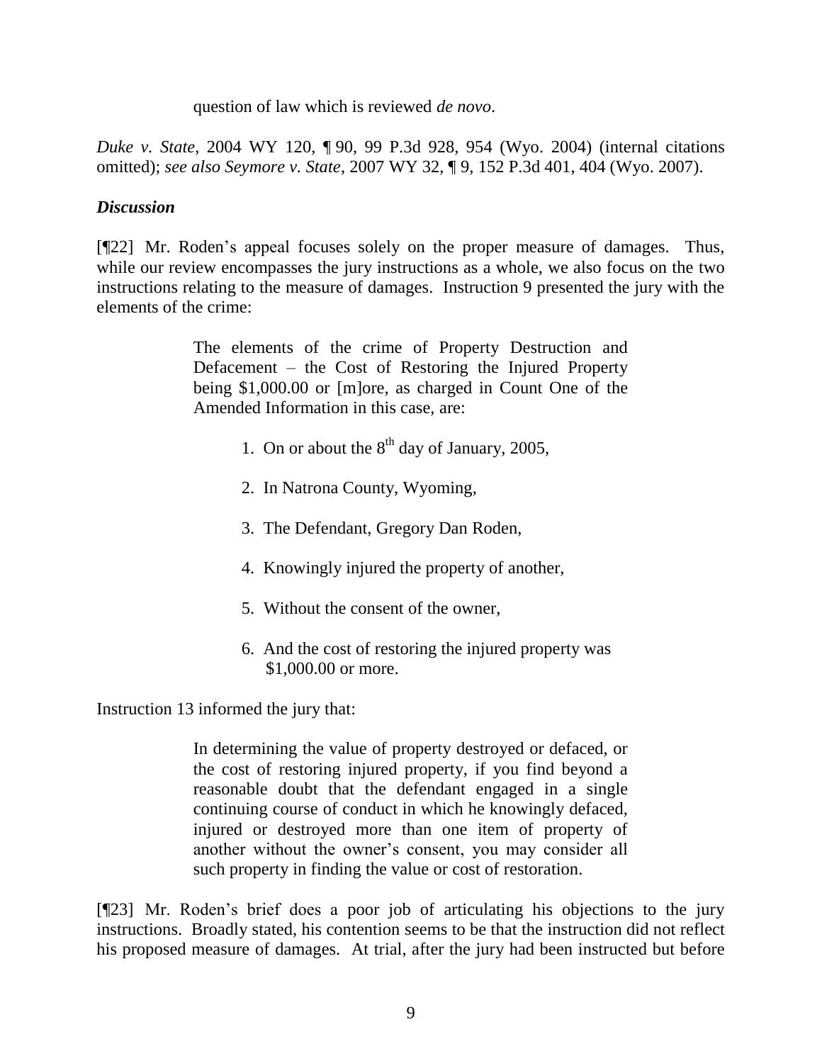question of law which is reviewed *de novo*.

*Duke v. State*, 2004 WY 120, ¶ 90, 99 P.3d 928, 954 (Wyo. 2004) (internal citations omitted); *see also Seymore v. State*, 2007 WY 32, ¶ 9, 152 P.3d 401, 404 (Wyo. 2007).

### *Discussion*

[¶22] Mr. Roden's appeal focuses solely on the proper measure of damages. Thus, while our review encompasses the jury instructions as a whole, we also focus on the two instructions relating to the measure of damages. Instruction 9 presented the jury with the elements of the crime:

> The elements of the crime of Property Destruction and Defacement – the Cost of Restoring the Injured Property being $1,000.00 or [m]ore, as charged in Count One of the Amended Information in this case, are:
>
> 1. On or about the 8th day of January, 2005,
> 2. In Natrona County, Wyoming,
> 3. The Defendant, Gregory Dan Roden,
> 4. Knowingly injured the property of another,
> 5. Without the consent of the owner,
> 6. And the cost of restoring the injured property was $1,000.00 or more.

Instruction 13 informed the jury that:

> In determining the value of property destroyed or defaced, or the cost of restoring injured property, if you find beyond a reasonable doubt that the defendant engaged in a single continuing course of conduct in which he knowingly defaced, injured or destroyed more than one item of property of another without the owner's consent, you may consider all such property in finding the value or cost of restoration.

[¶23] Mr. Roden's brief does a poor job of articulating his objections to the jury instructions. Broadly stated, his contention seems to be that the instruction did not reflect his proposed measure of damages. At trial, after the jury had been instructed but before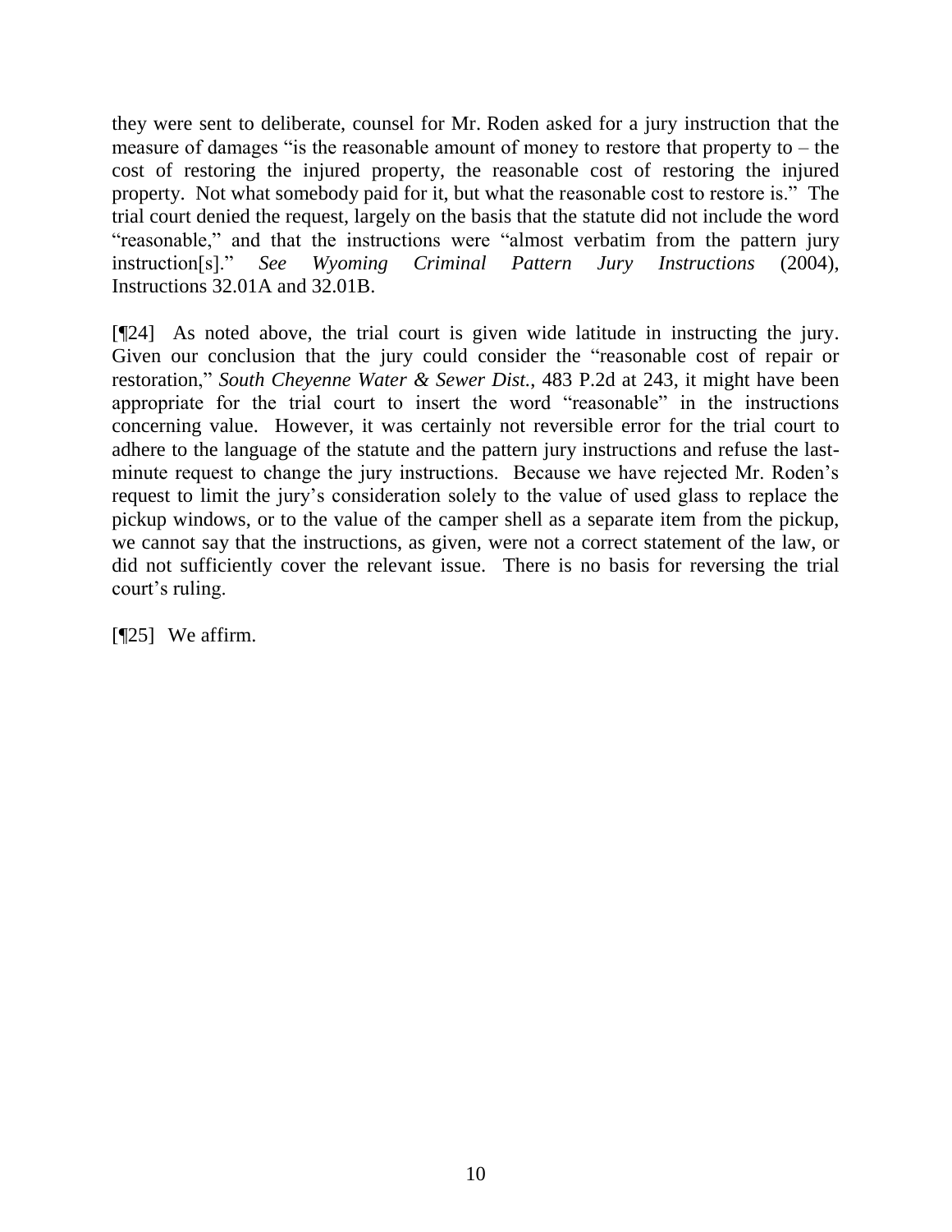they were sent to deliberate, counsel for Mr. Roden asked for a jury instruction that the measure of damages "is the reasonable amount of money to restore that property to – the cost of restoring the injured property, the reasonable cost of restoring the injured property. Not what somebody paid for it, but what the reasonable cost to restore is." The trial court denied the request, largely on the basis that the statute did not include the word "reasonable," and that the instructions were "almost verbatim from the pattern jury instruction[s]." *See Wyoming Criminal Pattern Jury Instructions* (2004), Instructions 32.01A and 32.01B.

[¶24] As noted above, the trial court is given wide latitude in instructing the jury. Given our conclusion that the jury could consider the "reasonable cost of repair or restoration," *South Cheyenne Water & Sewer Dist.*, 483 P.2d at 243, it might have been appropriate for the trial court to insert the word "reasonable" in the instructions concerning value. However, it was certainly not reversible error for the trial court to adhere to the language of the statute and the pattern jury instructions and refuse the last-minute request to change the jury instructions. Because we have rejected Mr. Roden's request to limit the jury's consideration solely to the value of used glass to replace the pickup windows, or to the value of the camper shell as a separate item from the pickup, we cannot say that the instructions, as given, were not a correct statement of the law, or did not sufficiently cover the relevant issue. There is no basis for reversing the trial court's ruling.

[¶25] We affirm.